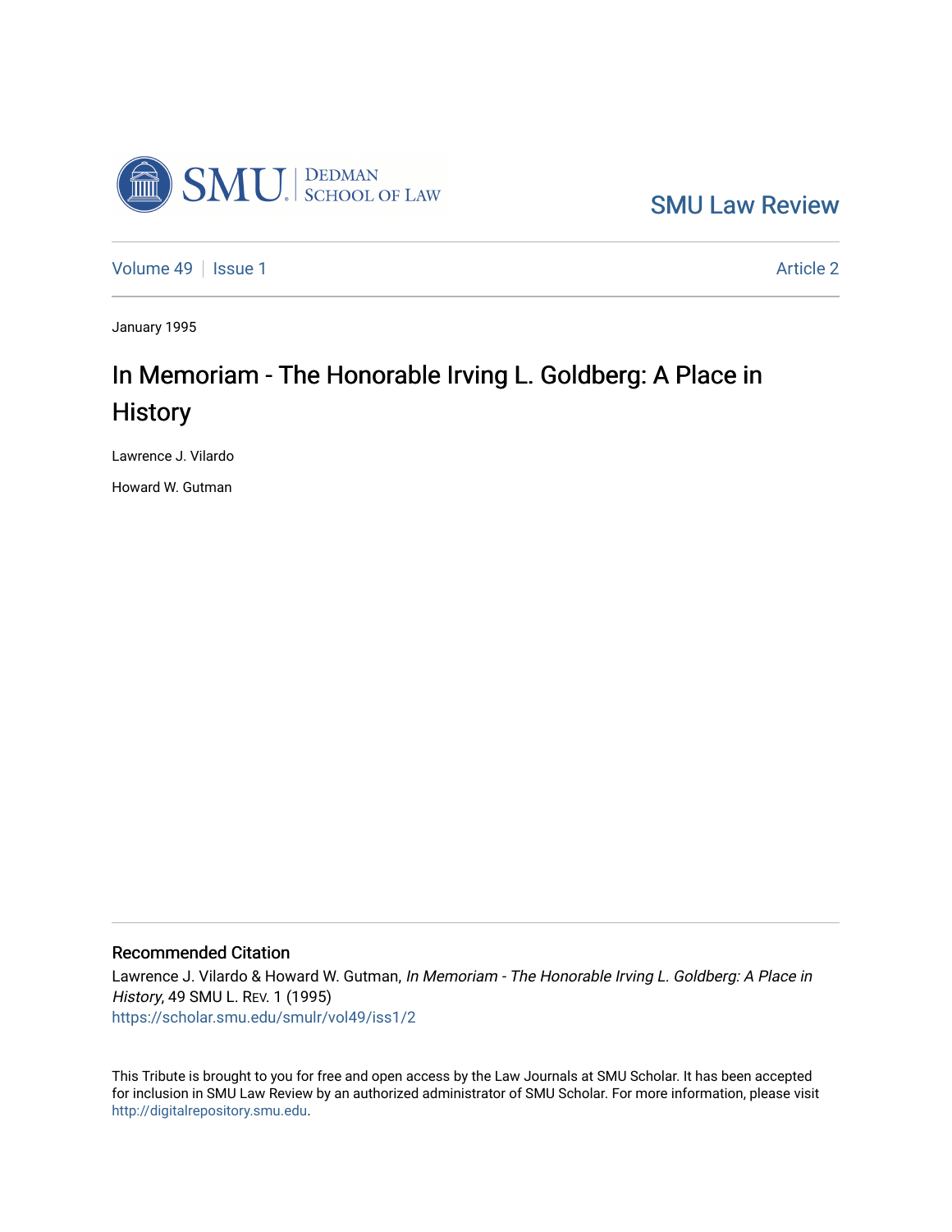SMU Law Review

Volume 49 | Issue 1 | Article 2

January 1995

# In Memoriam - The Honorable Irving L. Goldberg: A Place in History

Lawrence J. Vilardo

Howard W. Gutman

## Recommended Citation

Lawrence J. Vilardo & Howard W. Gutman, *In Memoriam - The Honorable Irving L. Goldberg: A Place in History*, 49 SMU L. Rev. 1 (1995)
https://scholar.smu.edu/smulr/vol49/iss1/2

This Tribute is brought to you for free and open access by the Law Journals at SMU Scholar. It has been accepted for inclusion in SMU Law Review by an authorized administrator of SMU Scholar. For more information, please visit http://digitalrepository.smu.edu.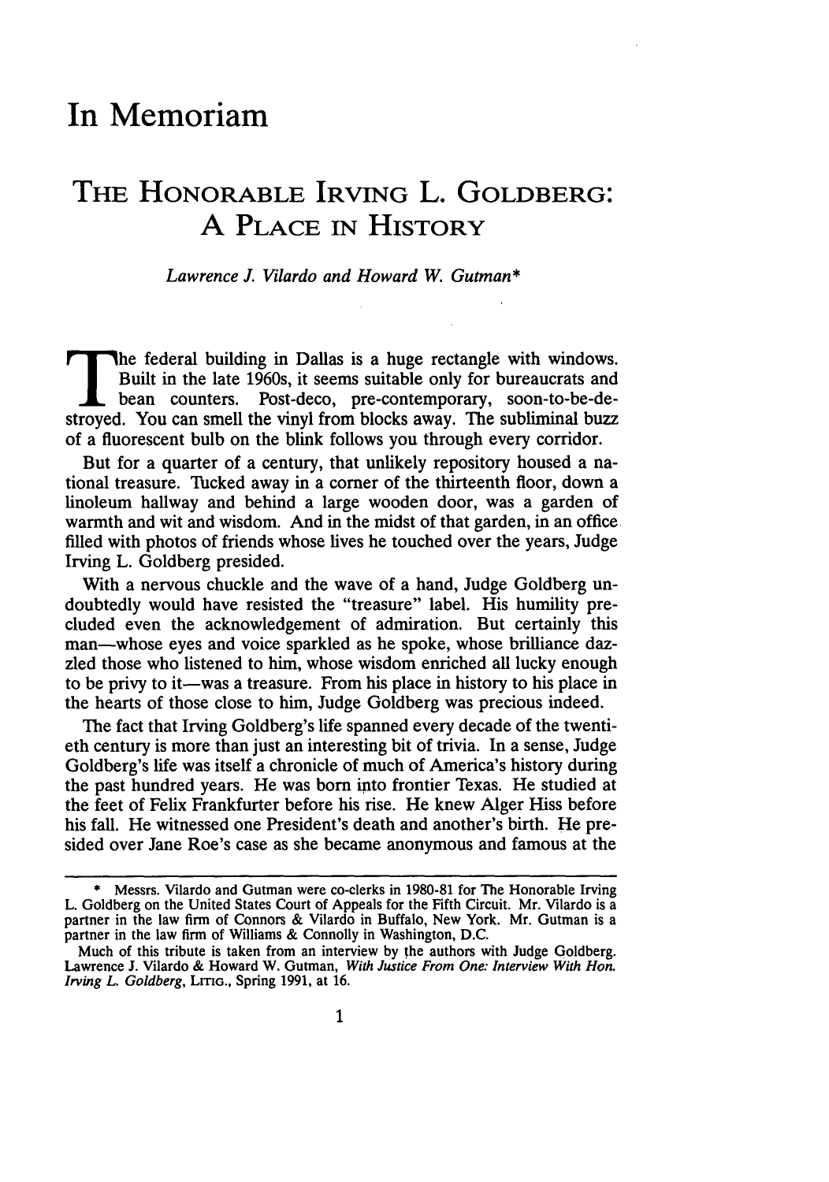# In Memoriam

## The Honorable Irving L. Goldberg: A Place in History

*Lawrence J. Vilardo and Howard W. Gutman**

The federal building in Dallas is a huge rectangle with windows. Built in the late 1960s, it seems suitable only for bureaucrats and bean counters. Post-deco, pre-contemporary, soon-to-be-destroyed. You can smell the vinyl from blocks away. The subliminal buzz of a fluorescent bulb on the blink follows you through every corridor.

But for a quarter of a century, that unlikely repository housed a national treasure. Tucked away in a corner of the thirteenth floor, down a linoleum hallway and behind a large wooden door, was a garden of warmth and wit and wisdom. And in the midst of that garden, in an office filled with photos of friends whose lives he touched over the years, Judge Irving L. Goldberg presided.

With a nervous chuckle and the wave of a hand, Judge Goldberg undoubtedly would have resisted the "treasure" label. His humility precluded even the acknowledgement of admiration. But certainly this man—whose eyes and voice sparkled as he spoke, whose brilliance dazzled those who listened to him, whose wisdom enriched all lucky enough to be privy to it—was a treasure. From his place in history to his place in the hearts of those close to him, Judge Goldberg was precious indeed.

The fact that Irving Goldberg's life spanned every decade of the twentieth century is more than just an interesting bit of trivia. In a sense, Judge Goldberg's life was itself a chronicle of much of America's history during the past hundred years. He was born into frontier Texas. He studied at the feet of Felix Frankfurter before his rise. He knew Alger Hiss before his fall. He witnessed one President's death and another's birth. He presided over Jane Roe's case as she became anonymous and famous at the

---

\* Messrs. Vilardo and Gutman were co-clerks in 1980-81 for The Honorable Irving L. Goldberg on the United States Court of Appeals for the Fifth Circuit. Mr. Vilardo is a partner in the law firm of Connors & Vilardo in Buffalo, New York. Mr. Gutman is a partner in the law firm of Williams & Connolly in Washington, D.C.

Much of this tribute is taken from an interview by the authors with Judge Goldberg. Lawrence J. Vilardo & Howard W. Gutman, *With Justice From One: Interview With Hon. Irving L. Goldberg*, LITIG., Spring 1991, at 16.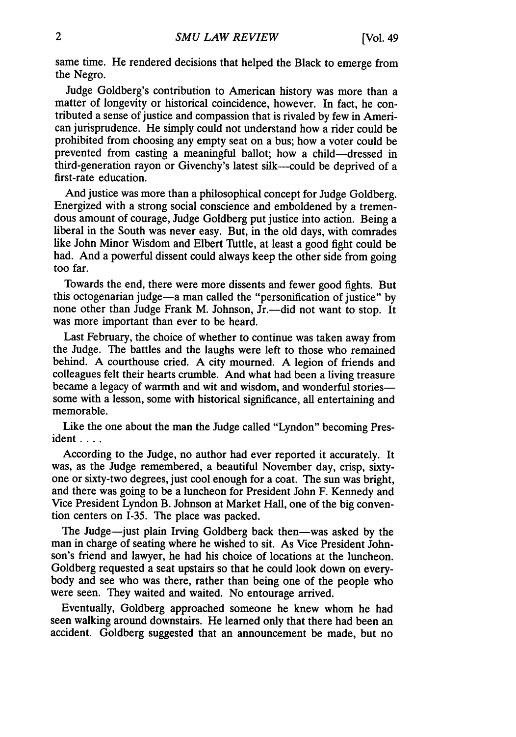same time. He rendered decisions that helped the Black to emerge from the Negro.

Judge Goldberg's contribution to American history was more than a matter of longevity or historical coincidence, however. In fact, he contributed a sense of justice and compassion that is rivaled by few in American jurisprudence. He simply could not understand how a rider could be prohibited from choosing any empty seat on a bus; how a voter could be prevented from casting a meaningful ballot; how a child—dressed in third-generation rayon or Givenchy's latest silk—could be deprived of a first-rate education.

And justice was more than a philosophical concept for Judge Goldberg. Energized with a strong social conscience and emboldened by a tremendous amount of courage, Judge Goldberg put justice into action. Being a liberal in the South was never easy. But, in the old days, with comrades like John Minor Wisdom and Elbert Tuttle, at least a good fight could be had. And a powerful dissent could always keep the other side from going too far.

Towards the end, there were more dissents and fewer good fights. But this octogenarian judge—a man called the "personification of justice" by none other than Judge Frank M. Johnson, Jr.—did not want to stop. It was more important than ever to be heard.

Last February, the choice of whether to continue was taken away from the Judge. The battles and the laughs were left to those who remained behind. A courthouse cried. A city mourned. A legion of friends and colleagues felt their hearts crumble. And what had been a living treasure became a legacy of warmth and wit and wisdom, and wonderful stories—some with a lesson, some with historical significance, all entertaining and memorable.

Like the one about the man the Judge called "Lyndon" becoming President . . . .

According to the Judge, no author had ever reported it accurately. It was, as the Judge remembered, a beautiful November day, crisp, sixty-one or sixty-two degrees, just cool enough for a coat. The sun was bright, and there was going to be a luncheon for President John F. Kennedy and Vice President Lyndon B. Johnson at Market Hall, one of the big convention centers on I-35. The place was packed.

The Judge—just plain Irving Goldberg back then—was asked by the man in charge of seating where he wished to sit. As Vice President Johnson's friend and lawyer, he had his choice of locations at the luncheon. Goldberg requested a seat upstairs so that he could look down on everybody and see who was there, rather than being one of the people who were seen. They waited and waited. No entourage arrived.

Eventually, Goldberg approached someone he knew whom he had seen walking around downstairs. He learned only that there had been an accident. Goldberg suggested that an announcement be made, but no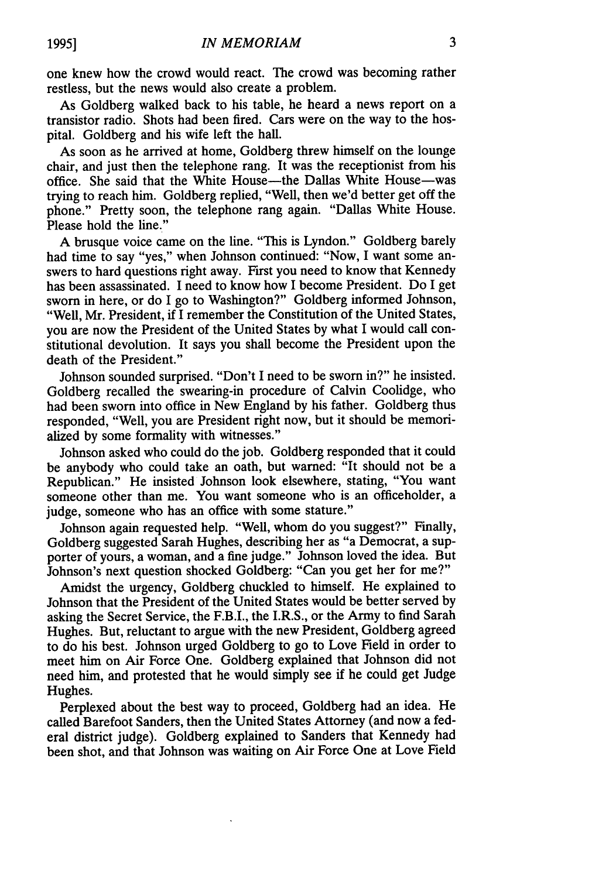one knew how the crowd would react. The crowd was becoming rather restless, but the news would also create a problem.

As Goldberg walked back to his table, he heard a news report on a transistor radio. Shots had been fired. Cars were on the way to the hospital. Goldberg and his wife left the hall.

As soon as he arrived at home, Goldberg threw himself on the lounge chair, and just then the telephone rang. It was the receptionist from his office. She said that the White House—the Dallas White House—was trying to reach him. Goldberg replied, "Well, then we'd better get off the phone." Pretty soon, the telephone rang again. "Dallas White House. Please hold the line."

A brusque voice came on the line. "This is Lyndon." Goldberg barely had time to say "yes," when Johnson continued: "Now, I want some answers to hard questions right away. First you need to know that Kennedy has been assassinated. I need to know how I become President. Do I get sworn in here, or do I go to Washington?" Goldberg informed Johnson, "Well, Mr. President, if I remember the Constitution of the United States, you are now the President of the United States by what I would call constitutional devolution. It says you shall become the President upon the death of the President."

Johnson sounded surprised. "Don't I need to be sworn in?" he insisted. Goldberg recalled the swearing-in procedure of Calvin Coolidge, who had been sworn into office in New England by his father. Goldberg thus responded, "Well, you are President right now, but it should be memorialized by some formality with witnesses."

Johnson asked who could do the job. Goldberg responded that it could be anybody who could take an oath, but warned: "It should not be a Republican." He insisted Johnson look elsewhere, stating, "You want someone other than me. You want someone who is an officeholder, a judge, someone who has an office with some stature."

Johnson again requested help. "Well, whom do you suggest?" Finally, Goldberg suggested Sarah Hughes, describing her as "a Democrat, a supporter of yours, a woman, and a fine judge." Johnson loved the idea. But Johnson's next question shocked Goldberg: "Can you get her for me?"

Amidst the urgency, Goldberg chuckled to himself. He explained to Johnson that the President of the United States would be better served by asking the Secret Service, the F.B.I., the I.R.S., or the Army to find Sarah Hughes. But, reluctant to argue with the new President, Goldberg agreed to do his best. Johnson urged Goldberg to go to Love Field in order to meet him on Air Force One. Goldberg explained that Johnson did not need him, and protested that he would simply see if he could get Judge Hughes.

Perplexed about the best way to proceed, Goldberg had an idea. He called Barefoot Sanders, then the United States Attorney (and now a federal district judge). Goldberg explained to Sanders that Kennedy had been shot, and that Johnson was waiting on Air Force One at Love Field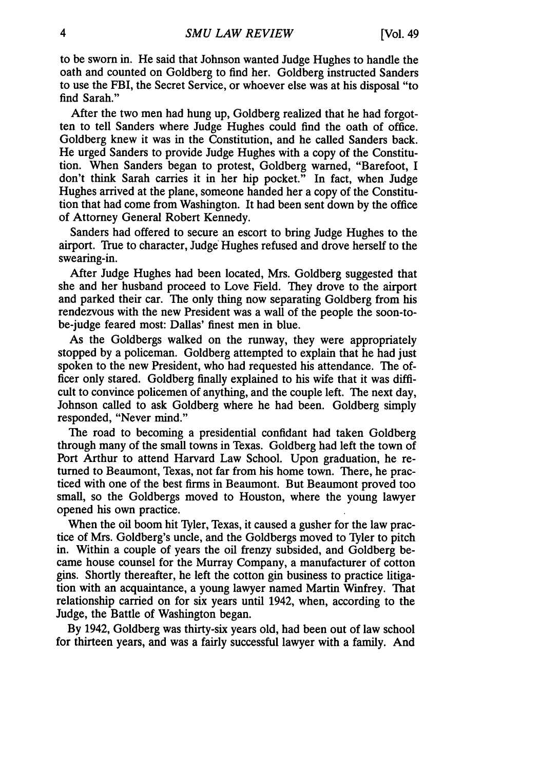to be sworn in. He said that Johnson wanted Judge Hughes to handle the oath and counted on Goldberg to find her. Goldberg instructed Sanders to use the FBI, the Secret Service, or whoever else was at his disposal "to find Sarah."

After the two men had hung up, Goldberg realized that he had forgotten to tell Sanders where Judge Hughes could find the oath of office. Goldberg knew it was in the Constitution, and he called Sanders back. He urged Sanders to provide Judge Hughes with a copy of the Constitution. When Sanders began to protest, Goldberg warned, "Barefoot, I don't think Sarah carries it in her hip pocket." In fact, when Judge Hughes arrived at the plane, someone handed her a copy of the Constitution that had come from Washington. It had been sent down by the office of Attorney General Robert Kennedy.

Sanders had offered to secure an escort to bring Judge Hughes to the airport. True to character, Judge Hughes refused and drove herself to the swearing-in.

After Judge Hughes had been located, Mrs. Goldberg suggested that she and her husband proceed to Love Field. They drove to the airport and parked their car. The only thing now separating Goldberg from his rendezvous with the new President was a wall of the people the soon-to-be-judge feared most: Dallas' finest men in blue.

As the Goldbergs walked on the runway, they were appropriately stopped by a policeman. Goldberg attempted to explain that he had just spoken to the new President, who had requested his attendance. The officer only stared. Goldberg finally explained to his wife that it was difficult to convince policemen of anything, and the couple left. The next day, Johnson called to ask Goldberg where he had been. Goldberg simply responded, "Never mind."

The road to becoming a presidential confidant had taken Goldberg through many of the small towns in Texas. Goldberg had left the town of Port Arthur to attend Harvard Law School. Upon graduation, he returned to Beaumont, Texas, not far from his home town. There, he practiced with one of the best firms in Beaumont. But Beaumont proved too small, so the Goldbergs moved to Houston, where the young lawyer opened his own practice.

When the oil boom hit Tyler, Texas, it caused a gusher for the law practice of Mrs. Goldberg's uncle, and the Goldbergs moved to Tyler to pitch in. Within a couple of years the oil frenzy subsided, and Goldberg became house counsel for the Murray Company, a manufacturer of cotton gins. Shortly thereafter, he left the cotton gin business to practice litigation with an acquaintance, a young lawyer named Martin Winfrey. That relationship carried on for six years until 1942, when, according to the Judge, the Battle of Washington began.

By 1942, Goldberg was thirty-six years old, had been out of law school for thirteen years, and was a fairly successful lawyer with a family. And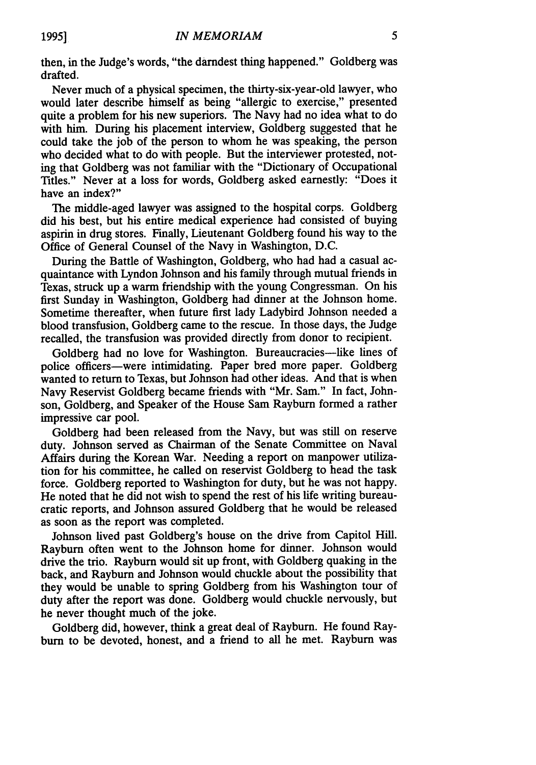then, in the Judge's words, "the darndest thing happened." Goldberg was drafted.

Never much of a physical specimen, the thirty-six-year-old lawyer, who would later describe himself as being "allergic to exercise," presented quite a problem for his new superiors. The Navy had no idea what to do with him. During his placement interview, Goldberg suggested that he could take the job of the person to whom he was speaking, the person who decided what to do with people. But the interviewer protested, noting that Goldberg was not familiar with the "Dictionary of Occupational Titles." Never at a loss for words, Goldberg asked earnestly: "Does it have an index?"

The middle-aged lawyer was assigned to the hospital corps. Goldberg did his best, but his entire medical experience had consisted of buying aspirin in drug stores. Finally, Lieutenant Goldberg found his way to the Office of General Counsel of the Navy in Washington, D.C.

During the Battle of Washington, Goldberg, who had had a casual acquaintance with Lyndon Johnson and his family through mutual friends in Texas, struck up a warm friendship with the young Congressman. On his first Sunday in Washington, Goldberg had dinner at the Johnson home. Sometime thereafter, when future first lady Ladybird Johnson needed a blood transfusion, Goldberg came to the rescue. In those days, the Judge recalled, the transfusion was provided directly from donor to recipient.

Goldberg had no love for Washington. Bureaucracies—like lines of police officers—were intimidating. Paper bred more paper. Goldberg wanted to return to Texas, but Johnson had other ideas. And that is when Navy Reservist Goldberg became friends with "Mr. Sam." In fact, Johnson, Goldberg, and Speaker of the House Sam Rayburn formed a rather impressive car pool.

Goldberg had been released from the Navy, but was still on reserve duty. Johnson served as Chairman of the Senate Committee on Naval Affairs during the Korean War. Needing a report on manpower utilization for his committee, he called on reservist Goldberg to head the task force. Goldberg reported to Washington for duty, but he was not happy. He noted that he did not wish to spend the rest of his life writing bureaucratic reports, and Johnson assured Goldberg that he would be released as soon as the report was completed.

Johnson lived past Goldberg's house on the drive from Capitol Hill. Rayburn often went to the Johnson home for dinner. Johnson would drive the trio. Rayburn would sit up front, with Goldberg quaking in the back, and Rayburn and Johnson would chuckle about the possibility that they would be unable to spring Goldberg from his Washington tour of duty after the report was done. Goldberg would chuckle nervously, but he never thought much of the joke.

Goldberg did, however, think a great deal of Rayburn. He found Rayburn to be devoted, honest, and a friend to all he met. Rayburn was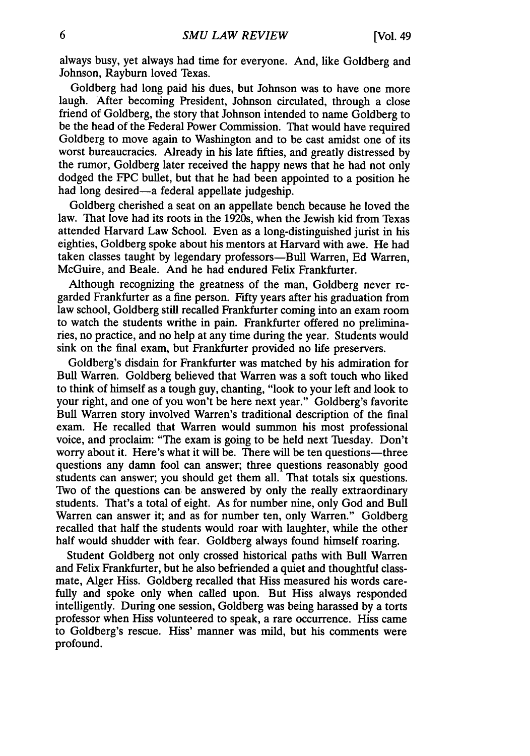always busy, yet always had time for everyone. And, like Goldberg and Johnson, Rayburn loved Texas.

Goldberg had long paid his dues, but Johnson was to have one more laugh. After becoming President, Johnson circulated, through a close friend of Goldberg, the story that Johnson intended to name Goldberg to be the head of the Federal Power Commission. That would have required Goldberg to move again to Washington and to be cast amidst one of its worst bureaucracies. Already in his late fifties, and greatly distressed by the rumor, Goldberg later received the happy news that he had not only dodged the FPC bullet, but that he had been appointed to a position he had long desired—a federal appellate judgeship.

Goldberg cherished a seat on an appellate bench because he loved the law. That love had its roots in the 1920s, when the Jewish kid from Texas attended Harvard Law School. Even as a long-distinguished jurist in his eighties, Goldberg spoke about his mentors at Harvard with awe. He had taken classes taught by legendary professors—Bull Warren, Ed Warren, McGuire, and Beale. And he had endured Felix Frankfurter.

Although recognizing the greatness of the man, Goldberg never regarded Frankfurter as a fine person. Fifty years after his graduation from law school, Goldberg still recalled Frankfurter coming into an exam room to watch the students writhe in pain. Frankfurter offered no preliminaries, no practice, and no help at any time during the year. Students would sink on the final exam, but Frankfurter provided no life preservers.

Goldberg's disdain for Frankfurter was matched by his admiration for Bull Warren. Goldberg believed that Warren was a soft touch who liked to think of himself as a tough guy, chanting, "look to your left and look to your right, and one of you won't be here next year." Goldberg's favorite Bull Warren story involved Warren's traditional description of the final exam. He recalled that Warren would summon his most professional voice, and proclaim: "The exam is going to be held next Tuesday. Don't worry about it. Here's what it will be. There will be ten questions—three questions any damn fool can answer; three questions reasonably good students can answer; you should get them all. That totals six questions. Two of the questions can be answered by only the really extraordinary students. That's a total of eight. As for number nine, only God and Bull Warren can answer it; and as for number ten, only Warren." Goldberg recalled that half the students would roar with laughter, while the other half would shudder with fear. Goldberg always found himself roaring.

Student Goldberg not only crossed historical paths with Bull Warren and Felix Frankfurter, but he also befriended a quiet and thoughtful classmate, Alger Hiss. Goldberg recalled that Hiss measured his words carefully and spoke only when called upon. But Hiss always responded intelligently. During one session, Goldberg was being harassed by a torts professor when Hiss volunteered to speak, a rare occurrence. Hiss came to Goldberg's rescue. Hiss' manner was mild, but his comments were profound.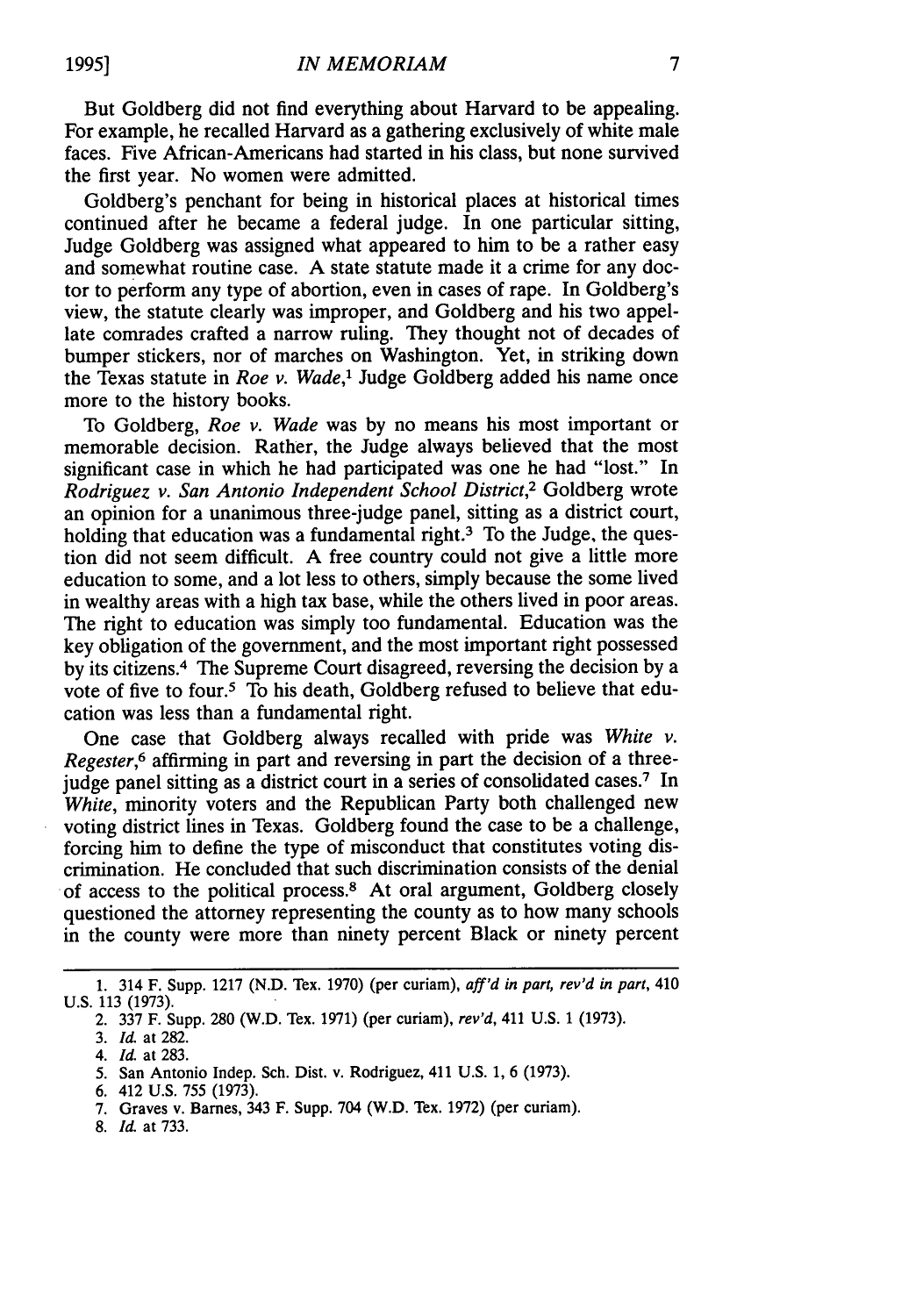But Goldberg did not find everything about Harvard to be appealing. For example, he recalled Harvard as a gathering exclusively of white male faces. Five African-Americans had started in his class, but none survived the first year. No women were admitted.

Goldberg's penchant for being in historical places at historical times continued after he became a federal judge. In one particular sitting, Judge Goldberg was assigned what appeared to him to be a rather easy and somewhat routine case. A state statute made it a crime for any doctor to perform any type of abortion, even in cases of rape. In Goldberg's view, the statute clearly was improper, and Goldberg and his two appellate comrades crafted a narrow ruling. They thought not of decades of bumper stickers, nor of marches on Washington. Yet, in striking down the Texas statute in *Roe v. Wade*,[1] Judge Goldberg added his name once more to the history books.

To Goldberg, *Roe v. Wade* was by no means his most important or memorable decision. Rather, the Judge always believed that the most significant case in which he had participated was one he had "lost." In *Rodriguez v. San Antonio Independent School District*,[2] Goldberg wrote an opinion for a unanimous three-judge panel, sitting as a district court, holding that education was a fundamental right.[3] To the Judge, the question did not seem difficult. A free country could not give a little more education to some, and a lot less to others, simply because the some lived in wealthy areas with a high tax base, while the others lived in poor areas. The right to education was simply too fundamental. Education was the key obligation of the government, and the most important right possessed by its citizens.[4] The Supreme Court disagreed, reversing the decision by a vote of five to four.[5] To his death, Goldberg refused to believe that education was less than a fundamental right.

One case that Goldberg always recalled with pride was *White v. Regester*,[6] affirming in part and reversing in part the decision of a three-judge panel sitting as a district court in a series of consolidated cases.[7] In *White*, minority voters and the Republican Party both challenged new voting district lines in Texas. Goldberg found the case to be a challenge, forcing him to define the type of misconduct that constitutes voting discrimination. He concluded that such discrimination consists of the denial of access to the political process.[8] At oral argument, Goldberg closely questioned the attorney representing the county as to how many schools in the county were more than ninety percent Black or ninety percent

---

1. 314 F. Supp. 1217 (N.D. Tex. 1970) (per curiam), *aff'd in part, rev'd in part*, 410 U.S. 113 (1973).
2. 337 F. Supp. 280 (W.D. Tex. 1971) (per curiam), *rev'd*, 411 U.S. 1 (1973).
3. *Id.* at 282.
4. *Id.* at 283.
5. San Antonio Indep. Sch. Dist. v. Rodriguez, 411 U.S. 1, 6 (1973).
6. 412 U.S. 755 (1973).
7. Graves v. Barnes, 343 F. Supp. 704 (W.D. Tex. 1972) (per curiam).
8. *Id.* at 733.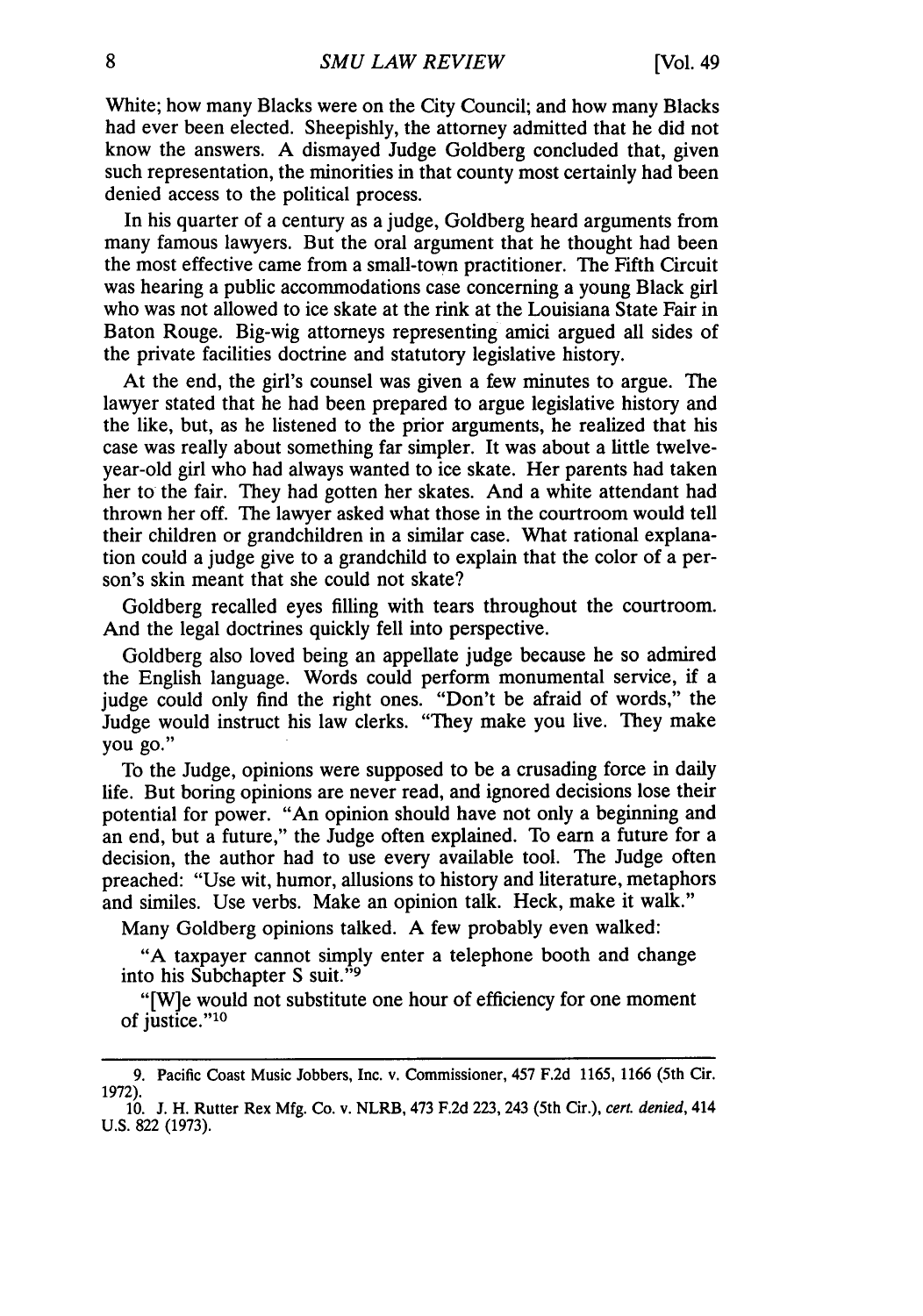White; how many Blacks were on the City Council; and how many Blacks had ever been elected. Sheepishly, the attorney admitted that he did not know the answers. A dismayed Judge Goldberg concluded that, given such representation, the minorities in that county most certainly had been denied access to the political process.

In his quarter of a century as a judge, Goldberg heard arguments from many famous lawyers. But the oral argument that he thought had been the most effective came from a small-town practitioner. The Fifth Circuit was hearing a public accommodations case concerning a young Black girl who was not allowed to ice skate at the rink at the Louisiana State Fair in Baton Rouge. Big-wig attorneys representing amici argued all sides of the private facilities doctrine and statutory legislative history.

At the end, the girl's counsel was given a few minutes to argue. The lawyer stated that he had been prepared to argue legislative history and the like, but, as he listened to the prior arguments, he realized that his case was really about something far simpler. It was about a little twelve-year-old girl who had always wanted to ice skate. Her parents had taken her to the fair. They had gotten her skates. And a white attendant had thrown her off. The lawyer asked what those in the courtroom would tell their children or grandchildren in a similar case. What rational explanation could a judge give to a grandchild to explain that the color of a person's skin meant that she could not skate?

Goldberg recalled eyes filling with tears throughout the courtroom. And the legal doctrines quickly fell into perspective.

Goldberg also loved being an appellate judge because he so admired the English language. Words could perform monumental service, if a judge could only find the right ones. "Don't be afraid of words," the Judge would instruct his law clerks. "They make you live. They make you go."

To the Judge, opinions were supposed to be a crusading force in daily life. But boring opinions are never read, and ignored decisions lose their potential for power. "An opinion should have not only a beginning and an end, but a future," the Judge often explained. To earn a future for a decision, the author had to use every available tool. The Judge often preached: "Use wit, humor, allusions to history and literature, metaphors and similes. Use verbs. Make an opinion talk. Heck, make it walk."

Many Goldberg opinions talked. A few probably even walked:

> "A taxpayer cannot simply enter a telephone booth and change into his Subchapter S suit."[9]
>
> "[W]e would not substitute one hour of efficiency for one moment of justice."[10]

---

9. Pacific Coast Music Jobbers, Inc. v. Commissioner, 457 F.2d 1165, 1166 (5th Cir. 1972).

10. J. H. Rutter Rex Mfg. Co. v. NLRB, 473 F.2d 223, 243 (5th Cir.), *cert. denied*, 414 U.S. 822 (1973).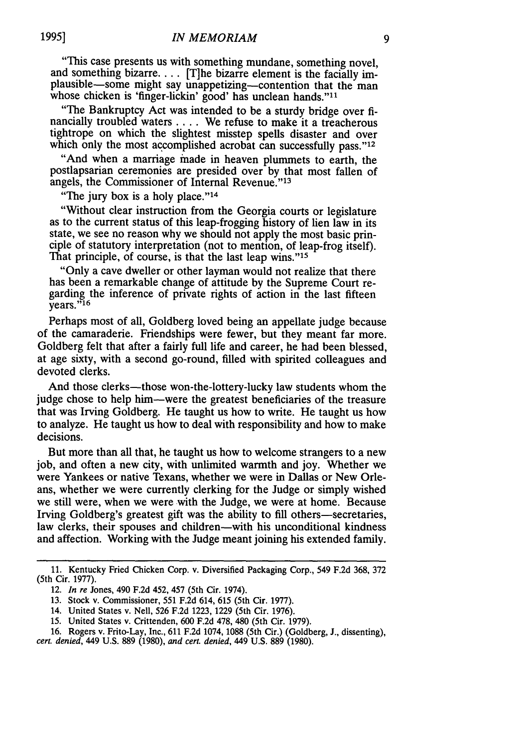"This case presents us with something mundane, something novel, and something bizarre. . . . [T]he bizarre element is the facially implausible—some might say unappetizing—contention that the man whose chicken is 'finger-lickin' good' has unclean hands."[11]

"The Bankruptcy Act was intended to be a sturdy bridge over financially troubled waters . . . . We refuse to make it a treacherous tightrope on which the slightest misstep spells disaster and over which only the most accomplished acrobat can successfully pass."[12]

"And when a marriage made in heaven plummets to earth, the postlapsarian ceremonies are presided over by that most fallen of angels, the Commissioner of Internal Revenue."[13]

"The jury box is a holy place."[14]

"Without clear instruction from the Georgia courts or legislature as to the current status of this leap-frogging history of lien law in its state, we see no reason why we should not apply the most basic principle of statutory interpretation (not to mention, of leap-frog itself). That principle, of course, is that the last leap wins."[15]

"Only a cave dweller or other layman would not realize that there has been a remarkable change of attitude by the Supreme Court regarding the inference of private rights of action in the last fifteen years."[16]

Perhaps most of all, Goldberg loved being an appellate judge because of the camaraderie. Friendships were fewer, but they meant far more. Goldberg felt that after a fairly full life and career, he had been blessed, at age sixty, with a second go-round, filled with spirited colleagues and devoted clerks.

And those clerks—those won-the-lottery-lucky law students whom the judge chose to help him—were the greatest beneficiaries of the treasure that was Irving Goldberg. He taught us how to write. He taught us how to analyze. He taught us how to deal with responsibility and how to make decisions.

But more than all that, he taught us how to welcome strangers to a new job, and often a new city, with unlimited warmth and joy. Whether we were Yankees or native Texans, whether we were in Dallas or New Orleans, whether we were currently clerking for the Judge or simply wished we still were, when we were with the Judge, we were at home. Because Irving Goldberg's greatest gift was the ability to fill others—secretaries, law clerks, their spouses and children—with his unconditional kindness and affection. Working with the Judge meant joining his extended family.

---

11. Kentucky Fried Chicken Corp. v. Diversified Packaging Corp., 549 F.2d 368, 372 (5th Cir. 1977).

12. *In re* Jones, 490 F.2d 452, 457 (5th Cir. 1974).

13. Stock v. Commissioner, 551 F.2d 614, 615 (5th Cir. 1977).

14. United States v. Nell, 526 F.2d 1223, 1229 (5th Cir. 1976).

15. United States v. Crittenden, 600 F.2d 478, 480 (5th Cir. 1979).

16. Rogers v. Frito-Lay, Inc., 611 F.2d 1074, 1088 (5th Cir.) (Goldberg, J., dissenting), *cert. denied*, 449 U.S. 889 (1980), *and cert. denied*, 449 U.S. 889 (1980).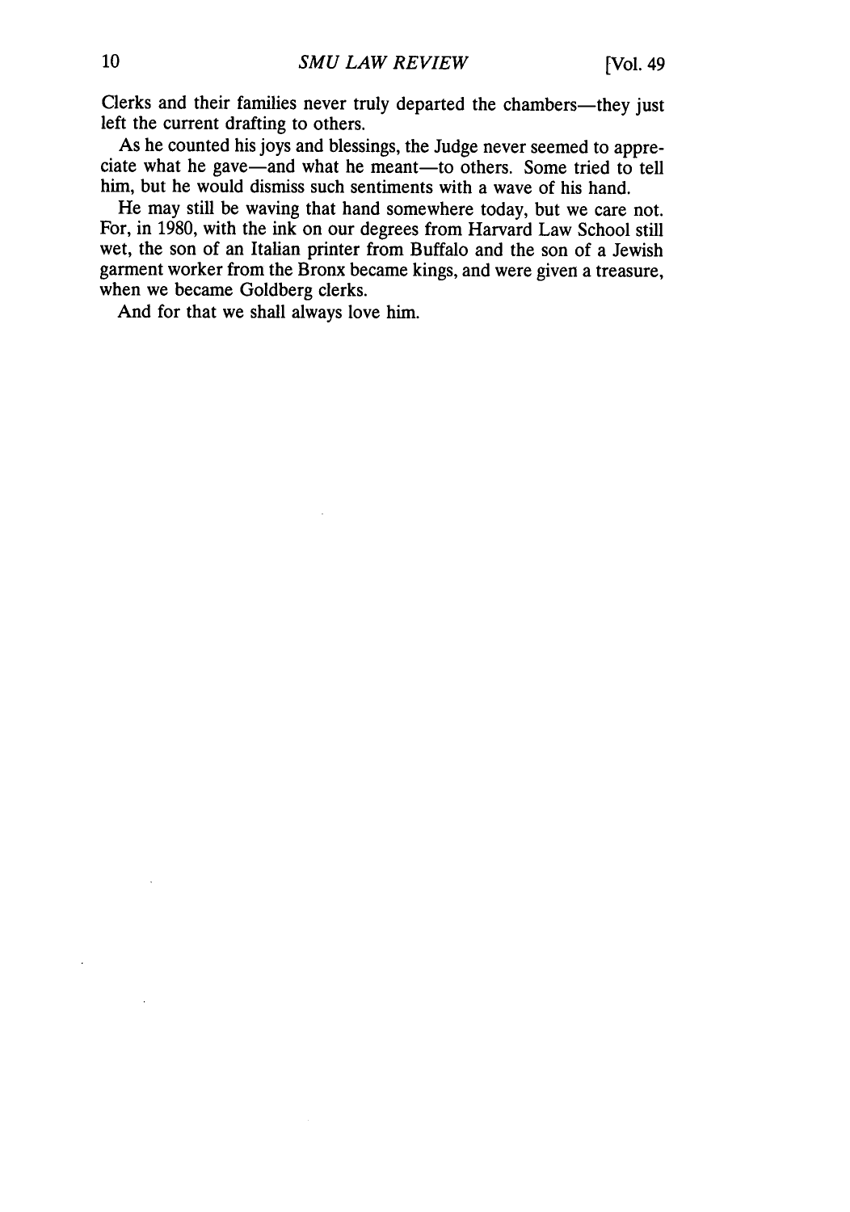Clerks and their families never truly departed the chambers—they just left the current drafting to others.

As he counted his joys and blessings, the Judge never seemed to appreciate what he gave—and what he meant—to others. Some tried to tell him, but he would dismiss such sentiments with a wave of his hand.

He may still be waving that hand somewhere today, but we care not. For, in 1980, with the ink on our degrees from Harvard Law School still wet, the son of an Italian printer from Buffalo and the son of a Jewish garment worker from the Bronx became kings, and were given a treasure, when we became Goldberg clerks.

And for that we shall always love him.